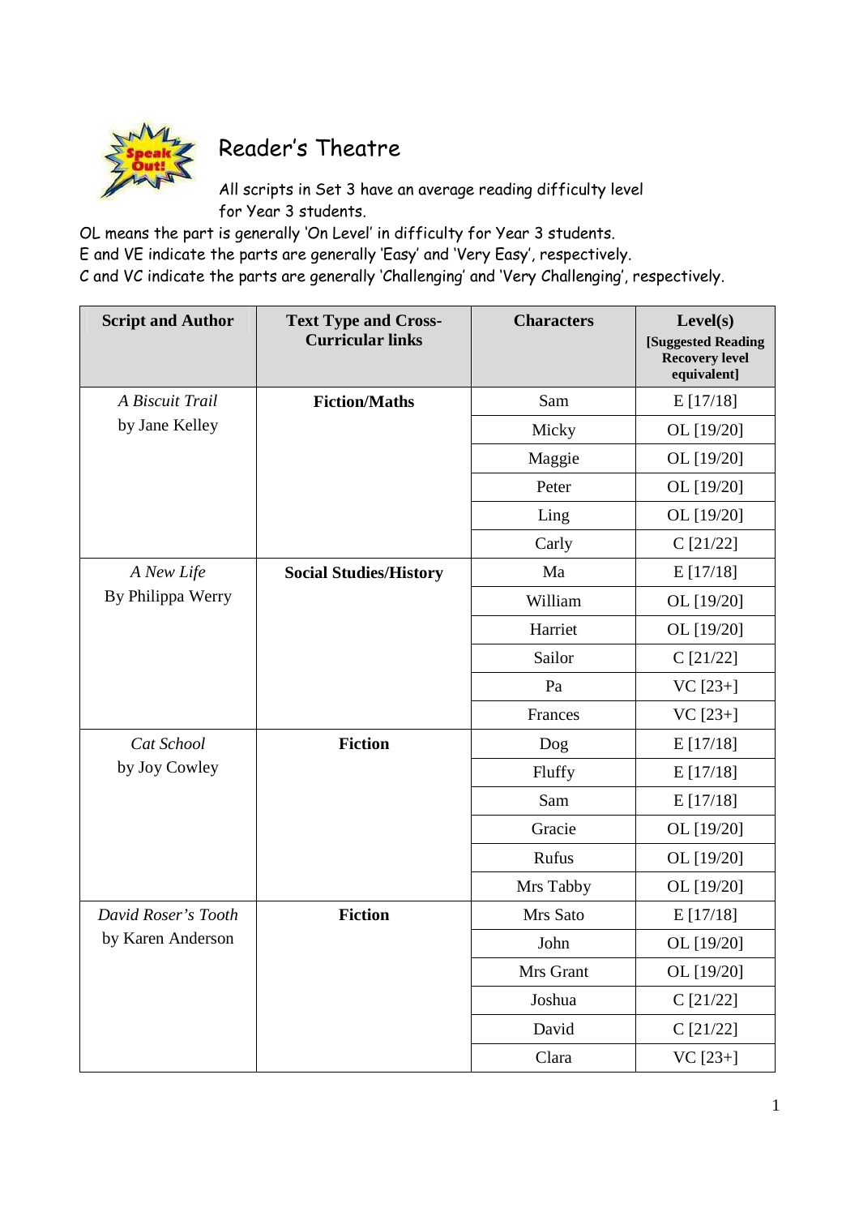# Reader's Theatre

All scripts in Set 3 have an average reading difficulty level for Year 3 students.

OL means the part is generally 'On Level' in difficulty for Year 3 students.
E and VE indicate the parts are generally 'Easy' and 'Very Easy', respectively.
C and VC indicate the parts are generally 'Challenging' and 'Very Challenging', respectively.

| Script and Author | Text Type and Cross-Curricular links | Characters | Level(s) [Suggested Reading Recovery level equivalent] |
|---|---|---|---|
| *A Biscuit Trail* by Jane Kelley | **Fiction/Maths** | Sam | E [17/18] |
| | | Micky | OL [19/20] |
| | | Maggie | OL [19/20] |
| | | Peter | OL [19/20] |
| | | Ling | OL [19/20] |
| | | Carly | C [21/22] |
| *A New Life* By Philippa Werry | **Social Studies/History** | Ma | E [17/18] |
| | | William | OL [19/20] |
| | | Harriet | OL [19/20] |
| | | Sailor | C [21/22] |
| | | Pa | VC [23+] |
| | | Frances | VC [23+] |
| *Cat School* by Joy Cowley | **Fiction** | Dog | E [17/18] |
| | | Fluffy | E [17/18] |
| | | Sam | E [17/18] |
| | | Gracie | OL [19/20] |
| | | Rufus | OL [19/20] |
| | | Mrs Tabby | OL [19/20] |
| *David Roser's Tooth* by Karen Anderson | **Fiction** | Mrs Sato | E [17/18] |
| | | John | OL [19/20] |
| | | Mrs Grant | OL [19/20] |
| | | Joshua | C [21/22] |
| | | David | C [21/22] |
| | | Clara | VC [23+] |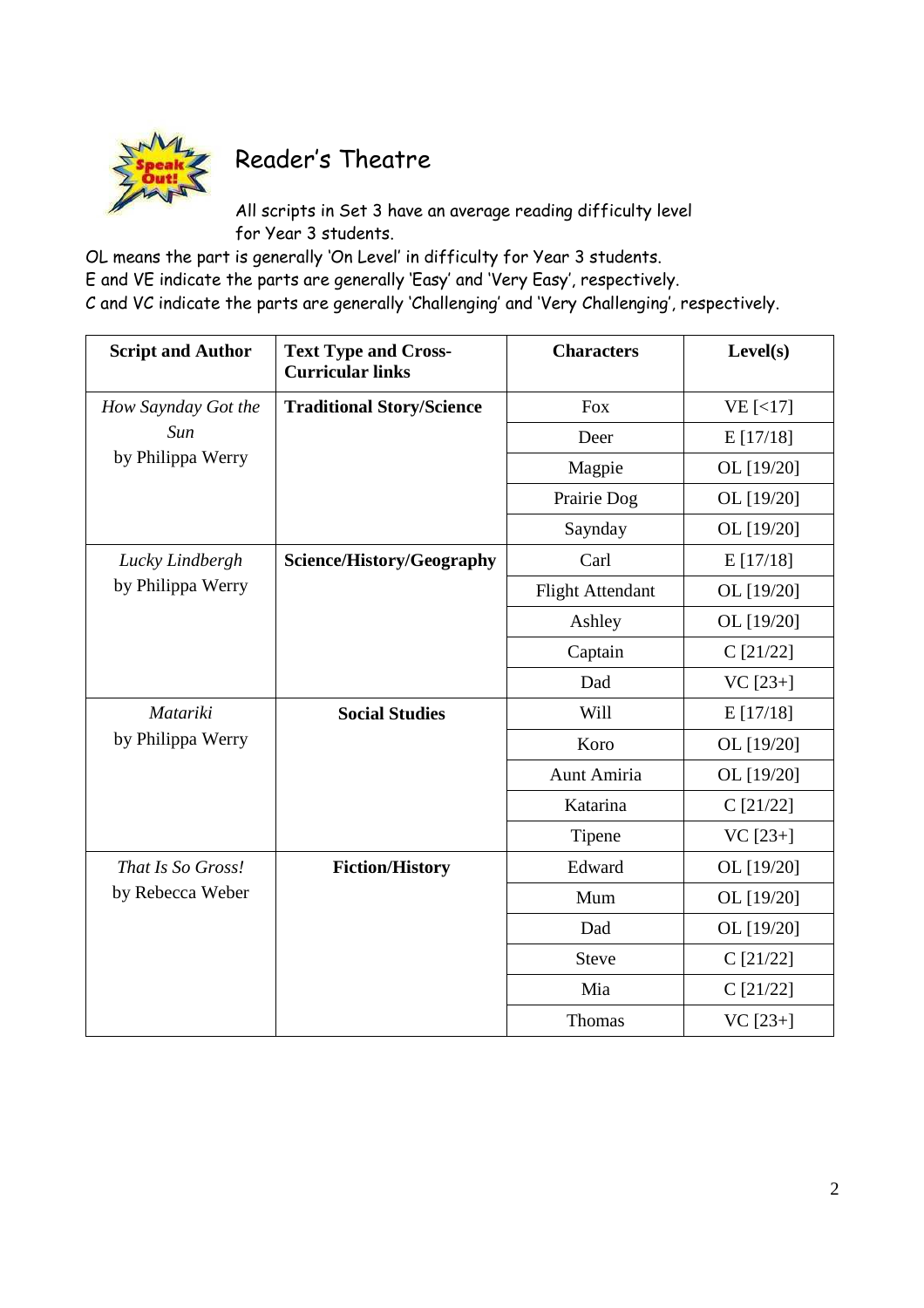# Reader's Theatre

All scripts in Set 3 have an average reading difficulty level for Year 3 students.

OL means the part is generally 'On Level' in difficulty for Year 3 students.
E and VE indicate the parts are generally 'Easy' and 'Very Easy', respectively.
C and VC indicate the parts are generally 'Challenging' and 'Very Challenging', respectively.

| Script and Author | Text Type and Cross-Curricular links | Characters | Level(s) |
|---|---|---|---|
| *How Saynday Got the Sun* by Philippa Werry | **Traditional Story/Science** | Fox | VE [<17] |
| | | Deer | E [17/18] |
| | | Magpie | OL [19/20] |
| | | Prairie Dog | OL [19/20] |
| | | Saynday | OL [19/20] |
| *Lucky Lindbergh* by Philippa Werry | **Science/History/Geography** | Carl | E [17/18] |
| | | Flight Attendant | OL [19/20] |
| | | Ashley | OL [19/20] |
| | | Captain | C [21/22] |
| | | Dad | VC [23+] |
| *Matariki* by Philippa Werry | **Social Studies** | Will | E [17/18] |
| | | Koro | OL [19/20] |
| | | Aunt Amiria | OL [19/20] |
| | | Katarina | C [21/22] |
| | | Tipene | VC [23+] |
| *That Is So Gross!* by Rebecca Weber | **Fiction/History** | Edward | OL [19/20] |
| | | Mum | OL [19/20] |
| | | Dad | OL [19/20] |
| | | Steve | C [21/22] |
| | | Mia | C [21/22] |
| | | Thomas | VC [23+] |